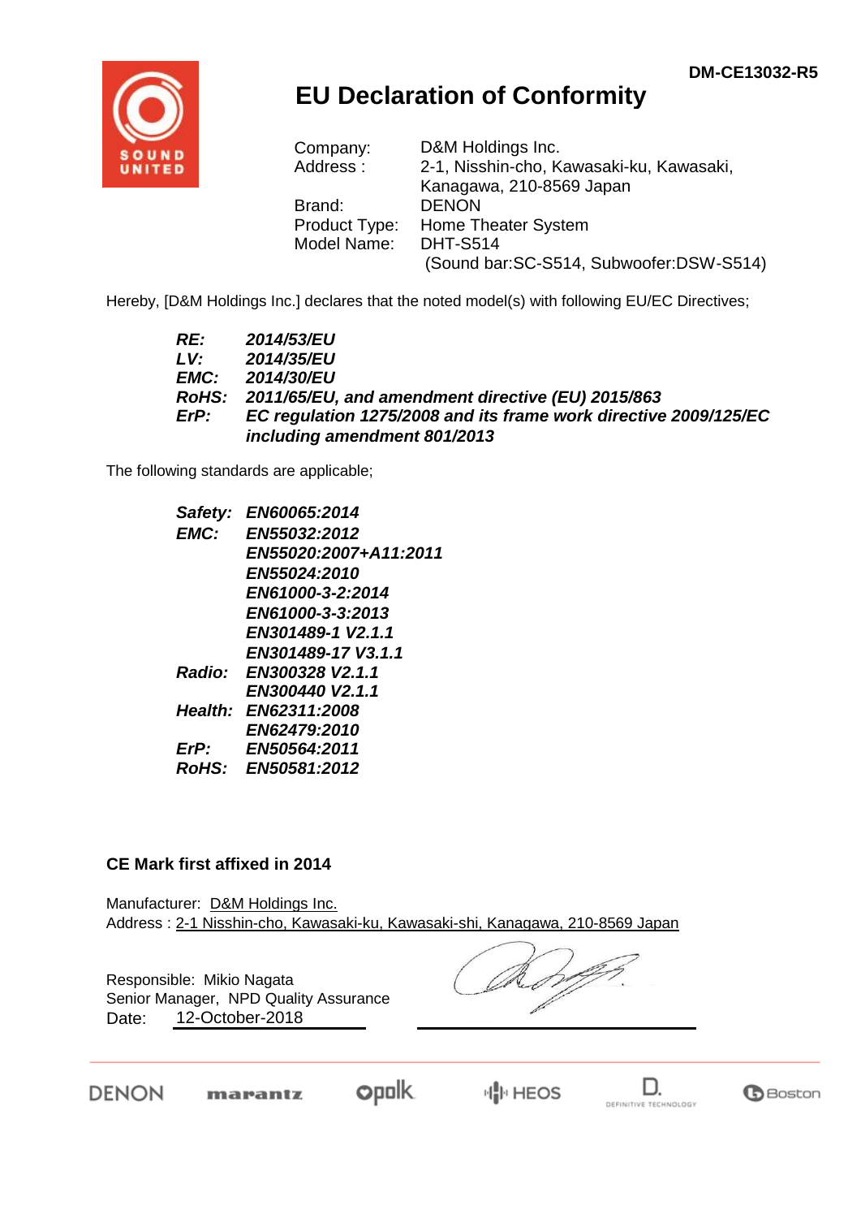DM-CE13032-R5

# EU Declaration of Conformity

| | |
|---|---|
| Company: | D&M Holdings Inc. |
| Address : | 2-1, Nisshin-cho, Kawasaki-ku, Kawasaki, Kanagawa, 210-8569 Japan |
| Brand: | DENON |
| Product Type: | Home Theater System |
| Model Name: | DHT-S514 (Sound bar:SC-S514, Subwoofer:DSW-S514) |

Hereby, [D&M Holdings Inc.] declares that the noted model(s) with following EU/EC Directives;

***RE:*** ***2014/53/EU***
***LV:*** ***2014/35/EU***
***EMC:*** ***2014/30/EU***
***RoHS:*** ***2011/65/EU, and amendment directive (EU) 2015/863***
***ErP:*** ***EC regulation 1275/2008 and its frame work directive 2009/125/EC including amendment 801/2013***

The following standards are applicable;

***Safety:*** ***EN60065:2014***
***EMC:*** ***EN55032:2012***
***EN55020:2007+A11:2011***
***EN55024:2010***
***EN61000-3-2:2014***
***EN61000-3-3:2013***
***EN301489-1 V2.1.1***
***EN301489-17 V3.1.1***
***Radio:*** ***EN300328 V2.1.1***
***EN300440 V2.1.1***
***Health:*** ***EN62311:2008***
***EN62479:2010***
***ErP:*** ***EN50564:2011***
***RoHS:*** ***EN50581:2012***

**CE Mark first affixed in 2014**

Manufacturer: D&M Holdings Inc.
Address : 2-1 Nisshin-cho, Kawasaki-ku, Kawasaki-shi, Kanagawa, 210-8569 Japan

Responsible: Mikio Nagata
Senior Manager, NPD Quality Assurance
Date: 12-October-2018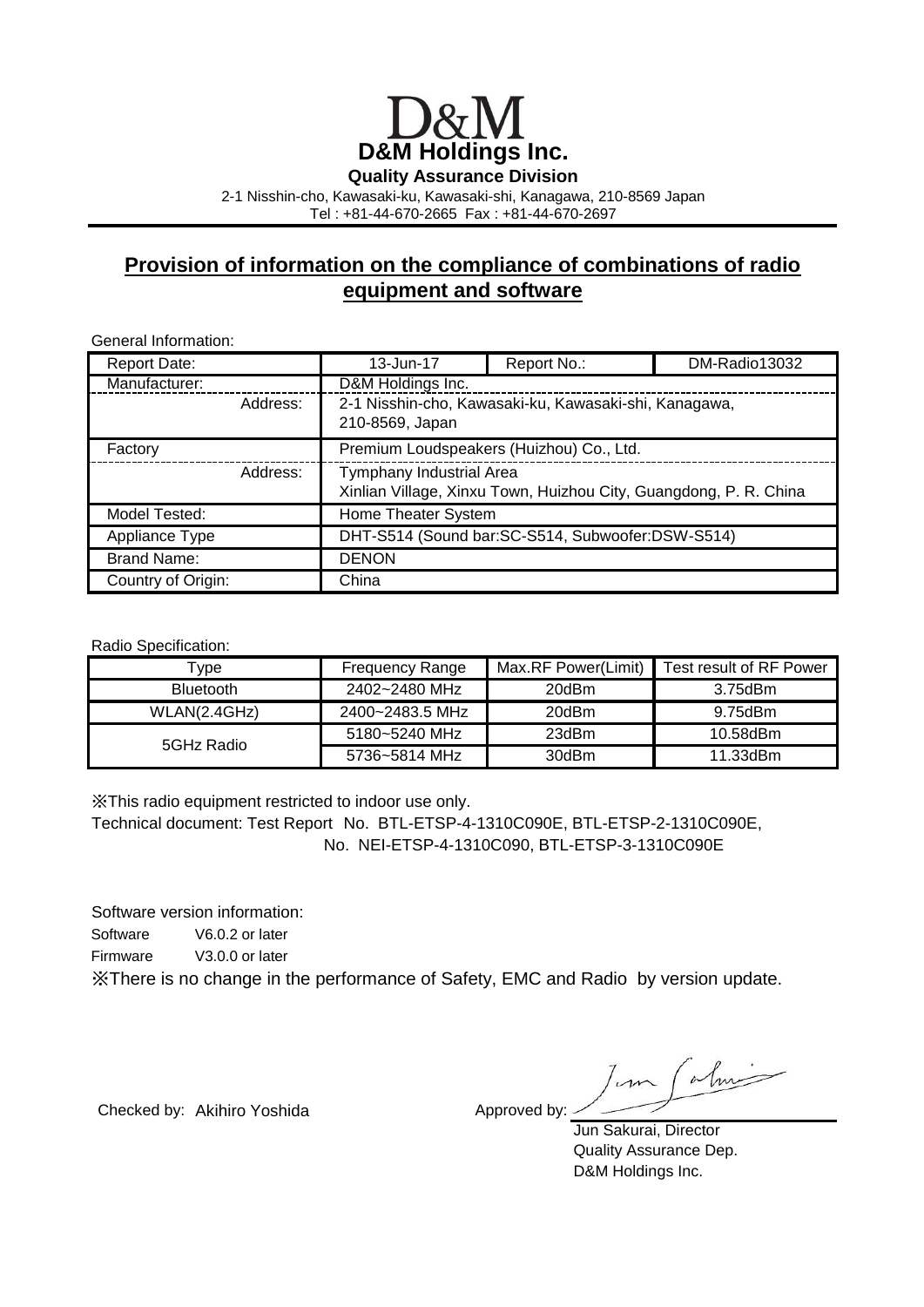# D&M

**D&M Holdings Inc.**

**Quality Assurance Division**

2-1 Nisshin-cho, Kawasaki-ku, Kawasaki-shi, Kanagawa, 210-8569 Japan
Tel : +81-44-670-2665 Fax : +81-44-670-2697

## Provision of information on the compliance of combinations of radio equipment and software

General Information:

| | | | |
|---|---|---|---|
| Report Date: | 13-Jun-17 | Report No.: | DM-Radio13032 |
| Manufacturer: | D&M Holdings Inc. | | |
| Address: | 2-1 Nisshin-cho, Kawasaki-ku, Kawasaki-shi, Kanagawa, 210-8569, Japan | | |
| Factory | Premium Loudspeakers (Huizhou) Co., Ltd. | | |
| Address: | Tymphany Industrial Area<br>Xinlian Village, Xinxu Town, Huizhou City, Guangdong, P. R. China | | |
| Model Tested: | Home Theater System | | |
| Appliance Type | DHT-S514 (Sound bar:SC-S514, Subwoofer:DSW-S514) | | |
| Brand Name: | DENON | | |
| Country of Origin: | China | | |

Radio Specification:

| Type | Frequency Range | Max.RF Power(Limit) | Test result of RF Power |
|---|---|---|---|
| Bluetooth | 2402~2480 MHz | 20dBm | 3.75dBm |
| WLAN(2.4GHz) | 2400~2483.5 MHz | 20dBm | 9.75dBm |
| 5GHz Radio | 5180~5240 MHz | 23dBm | 10.58dBm |
| | 5736~5814 MHz | 30dBm | 11.33dBm |

※This radio equipment restricted to indoor use only.

Technical document: Test Report No. BTL-ETSP-4-1310C090E, BTL-ETSP-2-1310C090E,
No. NEI-ETSP-4-1310C090, BTL-ETSP-3-1310C090E

Software version information:

Software V6.0.2 or later

Firmware V3.0.0 or later

※There is no change in the performance of Safety, EMC and Radio by version update.

Checked by: Akihiro Yoshida

Approved by:

Jun Sakurai, Director
Quality Assurance Dep.
D&M Holdings Inc.